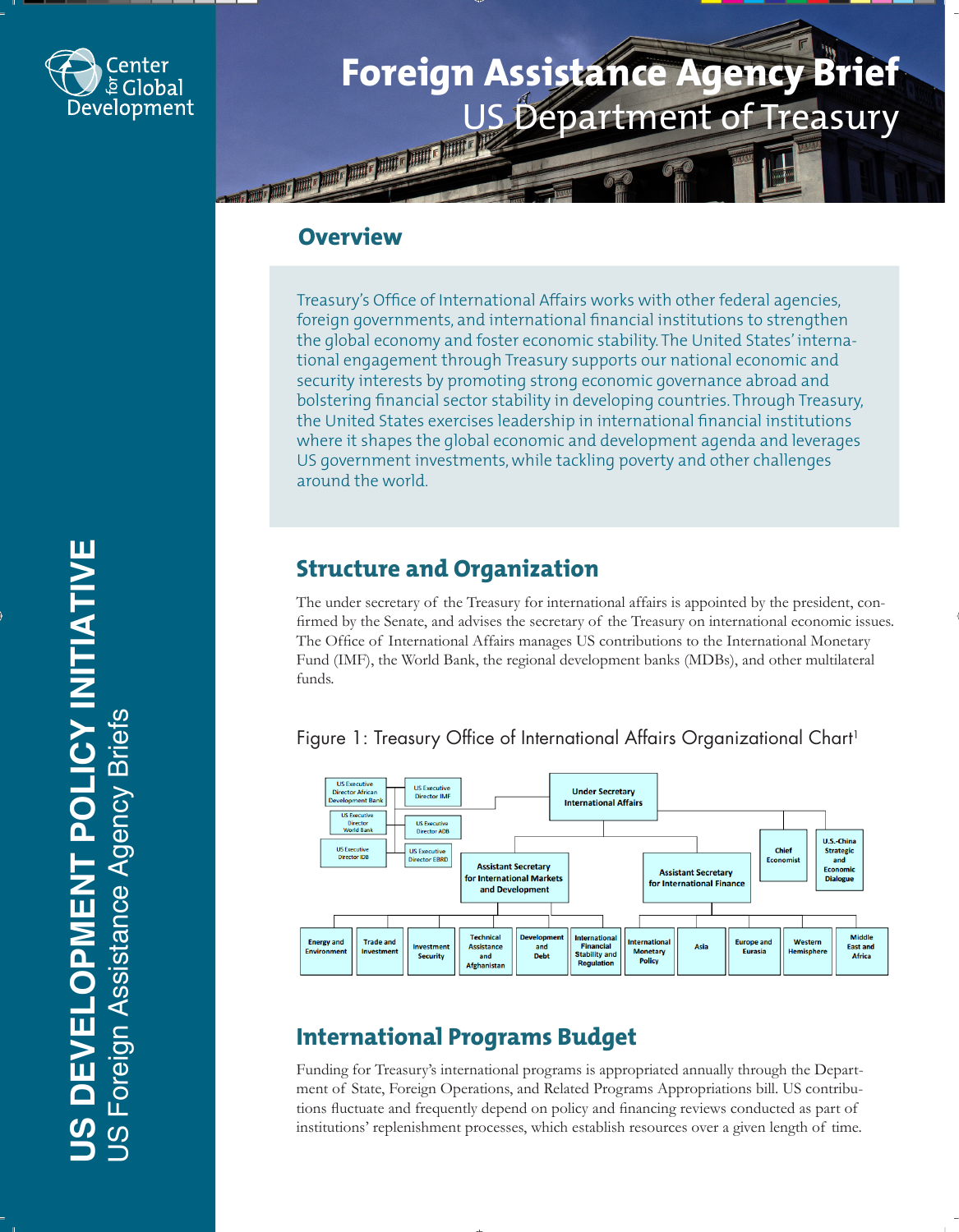# Foreign Assistance Agency Brief

## US Department of Treasury

US DEVELOPMENT POLICY INITIATIVE

US Foreign Assistance Agency Briefs

## Overview

Treasury's Office of International Affairs works with other federal agencies, foreign governments, and international financial institutions to strengthen the global economy and foster economic stability. The United States' international engagement through Treasury supports our national economic and security interests by promoting strong economic governance abroad and bolstering financial sector stability in developing countries. Through Treasury, the United States exercises leadership in international financial institutions where it shapes the global economic and development agenda and leverages US government investments, while tackling poverty and other challenges around the world.

## Structure and Organization

The under secretary of the Treasury for international affairs is appointed by the president, confirmed by the Senate, and advises the secretary of the Treasury on international economic issues. The Office of International Affairs manages US contributions to the International Monetary Fund (IMF), the World Bank, the regional development banks (MDBs), and other multilateral funds.

Figure 1: Treasury Office of International Affairs Organizational Chart[1]

- Under Secretary International Affairs
  - US Executive Director African Development Bank
  - US Executive Director IMF
  - US Executive Director World Bank
  - US Executive Director ADB
  - US Executive Director IDB
  - US Executive Director EBRD
  - Chief Economist
  - U.S.-China Strategic and Economic Dialogue
  - Assistant Secretary for International Markets and Development
    - Energy and Environment
    - Trade and Investment
    - Investment Security
    - Technical Assistance and Afghanistan
    - Development and Debt
    - International Financial Stability and Regulation
  - Assistant Secretary for International Finance
    - International Monetary Policy
    - Asia
    - Europe and Eurasia
    - Western Hemisphere
    - Middle East and Africa

## International Programs Budget

Funding for Treasury's international programs is appropriated annually through the Department of State, Foreign Operations, and Related Programs Appropriations bill. US contributions fluctuate and frequently depend on policy and financing reviews conducted as part of institutions' replenishment processes, which establish resources over a given length of time.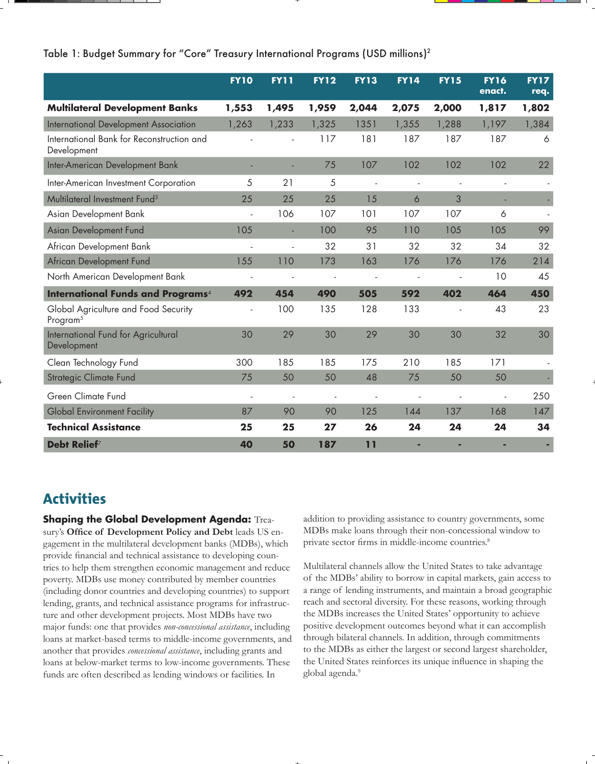Table 1: Budget Summary for "Core" Treasury International Programs (USD millions)[2]

| | FY10 | FY11 | FY12 | FY13 | FY14 | FY15 | FY16 enact. | FY17 req. |
|---|---|---|---|---|---|---|---|---|
| **Multilateral Development Banks** | **1,553** | **1,495** | **1,959** | **2,044** | **2,075** | **2,000** | **1,817** | **1,802** |
| International Development Association | 1,263 | 1,233 | 1,325 | 1351 | 1,355 | 1,288 | 1,197 | 1,384 |
| International Bank for Reconstruction and Development | - | - | 117 | 181 | 187 | 187 | 187 | 6 |
| Inter-American Development Bank | - | - | 75 | 107 | 102 | 102 | 102 | 22 |
| Inter-American Investment Corporation | 5 | 21 | 5 | - | - | - | - | - |
| Multilateral Investment Fund[3] | 25 | 25 | 25 | 15 | 6 | 3 | - | - |
| Asian Development Bank | - | 106 | 107 | 101 | 107 | 107 | 6 | - |
| Asian Development Fund | 105 | - | 100 | 95 | 110 | 105 | 105 | 99 |
| African Development Bank | - | - | 32 | 31 | 32 | 32 | 34 | 32 |
| African Development Fund | 155 | 110 | 173 | 163 | 176 | 176 | 176 | 214 |
| North American Development Bank | - | - | - | - | - | - | 10 | 45 |
| **International Funds and Programs**[4] | **492** | **454** | **490** | **505** | **592** | **402** | **464** | **450** |
| Global Agriculture and Food Security Program[5] | - | 100 | 135 | 128 | 133 | - | 43 | 23 |
| International Fund for Agricultural Development | 30 | 29 | 30 | 29 | 30 | 30 | 32 | 30 |
| Clean Technology Fund | 300 | 185 | 185 | 175 | 210 | 185 | 171 | - |
| Strategic Climate Fund | 75 | 50 | 50 | 48 | 75 | 50 | 50 | - |
| Green Climate Fund | - | - | - | - | - | - | - | 250 |
| Global Environment Facility | 87 | 90 | 90 | 125 | 144 | 137 | 168 | 147 |
| **Technical Assistance** | **25** | **25** | **27** | **26** | **24** | **24** | **24** | **34** |
| **Debt Relief**[7] | **40** | **50** | **187** | **11** | **-** | **-** | **-** | **-** |

## Activities

**Shaping the Global Development Agenda:** Treasury's **Office of Development Policy and Debt** leads US engagement in the multilateral development banks (MDBs), which provide financial and technical assistance to developing countries to help them strengthen economic management and reduce poverty. MDBs use money contributed by member countries (including donor countries and developing countries) to support lending, grants, and technical assistance programs for infrastructure and other development projects. Most MDBs have two major funds: one that provides *non-concessional assistance*, including loans at market-based terms to middle-income governments, and another that provides *concessional assistance*, including grants and loans at below-market terms to low-income governments. These funds are often described as lending windows or facilities. In addition to providing assistance to country governments, some MDBs make loans through their non-concessional window to private sector firms in middle-income countries.[8]

Multilateral channels allow the United States to take advantage of the MDBs' ability to borrow in capital markets, gain access to a range of lending instruments, and maintain a broad geographic reach and sectoral diversity. For these reasons, working through the MDBs increases the United States' opportunity to achieve positive development outcomes beyond what it can accomplish through bilateral channels. In addition, through commitments to the MDBs as either the largest or second largest shareholder, the United States reinforces its unique influence in shaping the global agenda.[9]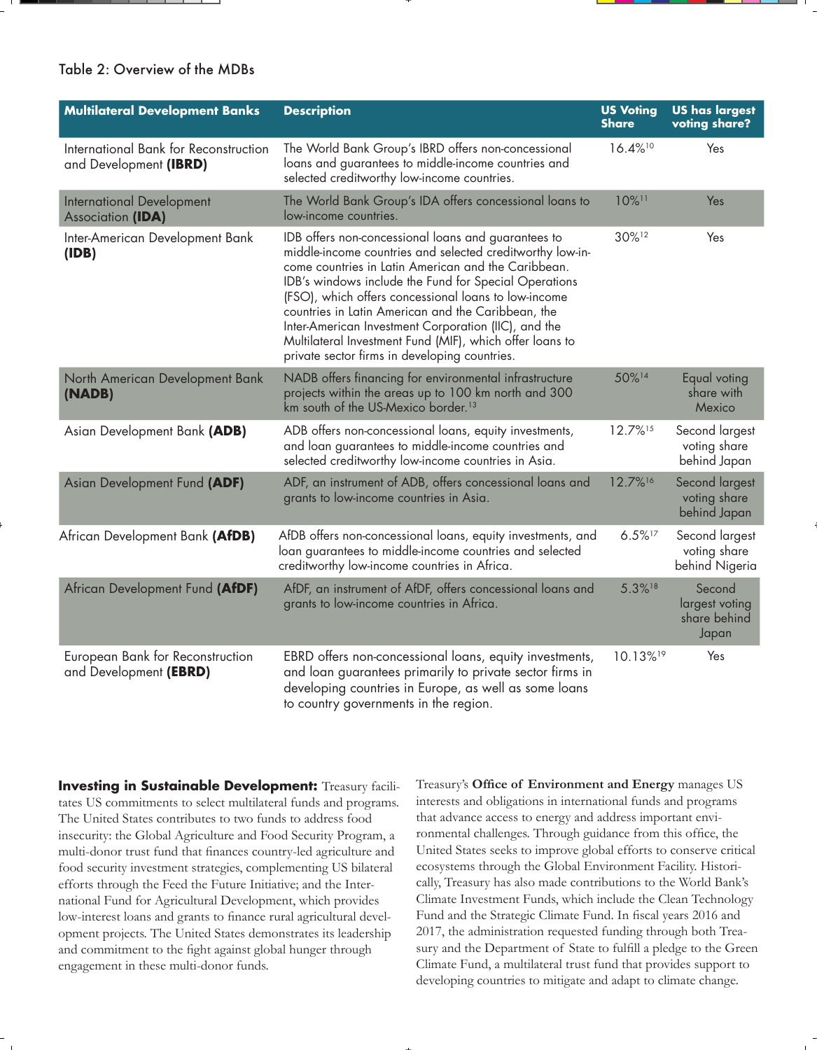Table 2: Overview of the MDBs

| Multilateral Development Banks | Description | US Voting Share | US has largest voting share? |
|---|---|---|---|
| International Bank for Reconstruction and Development **(IBRD)** | The World Bank Group's IBRD offers non-concessional loans and guarantees to middle-income countries and selected creditworthy low-income countries. | 16.4%[10] | Yes |
| International Development Association **(IDA)** | The World Bank Group's IDA offers concessional loans to low-income countries. | 10%[11] | Yes |
| Inter-American Development Bank **(IDB)** | IDB offers non-concessional loans and guarantees to middle-income countries and selected creditworthy low-income countries in Latin American and the Caribbean. IDB's windows include the Fund for Special Operations (FSO), which offers concessional loans to low-income countries in Latin American and the Caribbean, the Inter-American Investment Corporation (IIC), and the Multilateral Investment Fund (MIF), which offer loans to private sector firms in developing countries. | 30%[12] | Yes |
| North American Development Bank **(NADB)** | NADB offers financing for environmental infrastructure projects within the areas up to 100 km north and 300 km south of the US-Mexico border.[13] | 50%[14] | Equal voting share with Mexico |
| Asian Development Bank **(ADB)** | ADB offers non-concessional loans, equity investments, and loan guarantees to middle-income countries and selected creditworthy low-income countries in Asia. | 12.7%[15] | Second largest voting share behind Japan |
| Asian Development Fund **(ADF)** | ADF, an instrument of ADB, offers concessional loans and grants to low-income countries in Asia. | 12.7%[16] | Second largest voting share behind Japan |
| African Development Bank **(AfDB)** | AfDB offers non-concessional loans, equity investments, and loan guarantees to middle-income countries and selected creditworthy low-income countries in Africa. | 6.5%[17] | Second largest voting share behind Nigeria |
| African Development Fund **(AfDF)** | AfDF, an instrument of AfDF, offers concessional loans and grants to low-income countries in Africa. | 5.3%[18] | Second largest voting share behind Japan |
| European Bank for Reconstruction and Development **(EBRD)** | EBRD offers non-concessional loans, equity investments, and loan guarantees primarily to private sector firms in developing countries in Europe, as well as some loans to country governments in the region. | 10.13%[19] | Yes |

**Investing in Sustainable Development:** Treasury facilitates US commitments to select multilateral funds and programs. The United States contributes to two funds to address food insecurity: the Global Agriculture and Food Security Program, a multi-donor trust fund that finances country-led agriculture and food security investment strategies, complementing US bilateral efforts through the Feed the Future Initiative; and the International Fund for Agricultural Development, which provides low-interest loans and grants to finance rural agricultural development projects. The United States demonstrates its leadership and commitment to the fight against global hunger through engagement in these multi-donor funds.

Treasury's **Office of Environment and Energy** manages US interests and obligations in international funds and programs that advance access to energy and address important environmental challenges. Through guidance from this office, the United States seeks to improve global efforts to conserve critical ecosystems through the Global Environment Facility. Historically, Treasury has also made contributions to the World Bank's Climate Investment Funds, which include the Clean Technology Fund and the Strategic Climate Fund. In fiscal years 2016 and 2017, the administration requested funding through both Treasury and the Department of State to fulfill a pledge to the Green Climate Fund, a multilateral trust fund that provides support to developing countries to mitigate and adapt to climate change.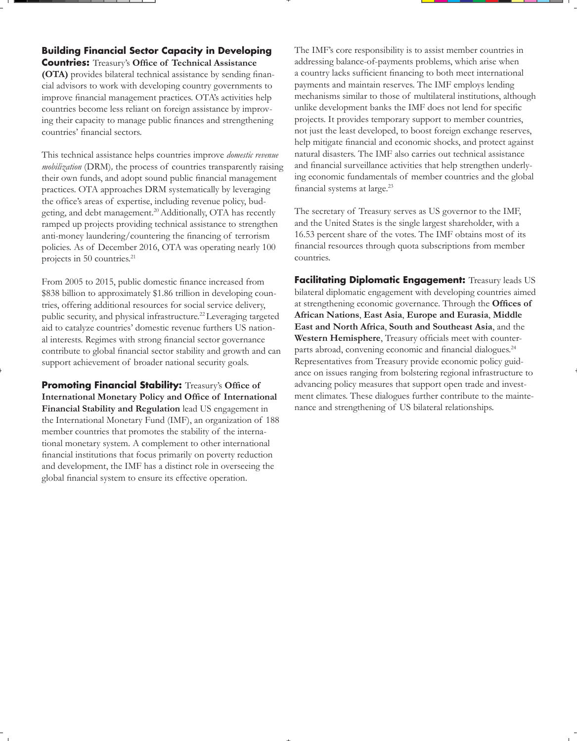**Building Financial Sector Capacity in Developing Countries:** Treasury's **Office of Technical Assistance (OTA)** provides bilateral technical assistance by sending financial advisors to work with developing country governments to improve financial management practices. OTA's activities help countries become less reliant on foreign assistance by improving their capacity to manage public finances and strengthening countries' financial sectors.

This technical assistance helps countries improve *domestic revenue mobilization* (DRM)*,* the process of countries transparently raising their own funds, and adopt sound public financial management practices. OTA approaches DRM systematically by leveraging the office's areas of expertise, including revenue policy, budgeting, and debt management.[20] Additionally, OTA has recently ramped up projects providing technical assistance to strengthen anti-money laundering/countering the financing of terrorism policies. As of December 2016, OTA was operating nearly 100 projects in 50 countries.[21]

From 2005 to 2015, public domestic finance increased from $838 billion to approximately $1.86 trillion in developing countries, offering additional resources for social service delivery, public security, and physical infrastructure.[22] Leveraging targeted aid to catalyze countries' domestic revenue furthers US national interests. Regimes with strong financial sector governance contribute to global financial sector stability and growth and can support achievement of broader national security goals.

**Promoting Financial Stability:** Treasury's **Office of International Monetary Policy and Office of International Financial Stability and Regulation** lead US engagement in the International Monetary Fund (IMF), an organization of 188 member countries that promotes the stability of the international monetary system. A complement to other international financial institutions that focus primarily on poverty reduction and development, the IMF has a distinct role in overseeing the global financial system to ensure its effective operation.

The IMF's core responsibility is to assist member countries in addressing balance-of-payments problems, which arise when a country lacks sufficient financing to both meet international payments and maintain reserves. The IMF employs lending mechanisms similar to those of multilateral institutions, although unlike development banks the IMF does not lend for specific projects. It provides temporary support to member countries, not just the least developed, to boost foreign exchange reserves, help mitigate financial and economic shocks, and protect against natural disasters. The IMF also carries out technical assistance and financial surveillance activities that help strengthen underlying economic fundamentals of member countries and the global financial systems at large.[23]

The secretary of Treasury serves as US governor to the IMF, and the United States is the single largest shareholder, with a 16.53 percent share of the votes. The IMF obtains most of its financial resources through quota subscriptions from member countries.

**Facilitating Diplomatic Engagement:** Treasury leads US bilateral diplomatic engagement with developing countries aimed at strengthening economic governance. Through the **Offices of African Nations**, **East Asia**, **Europe and Eurasia**, **Middle East and North Africa**, **South and Southeast Asia**, and the **Western Hemisphere**, Treasury officials meet with counterparts abroad, convening economic and financial dialogues.[24] Representatives from Treasury provide economic policy guidance on issues ranging from bolstering regional infrastructure to advancing policy measures that support open trade and investment climates. These dialogues further contribute to the maintenance and strengthening of US bilateral relationships.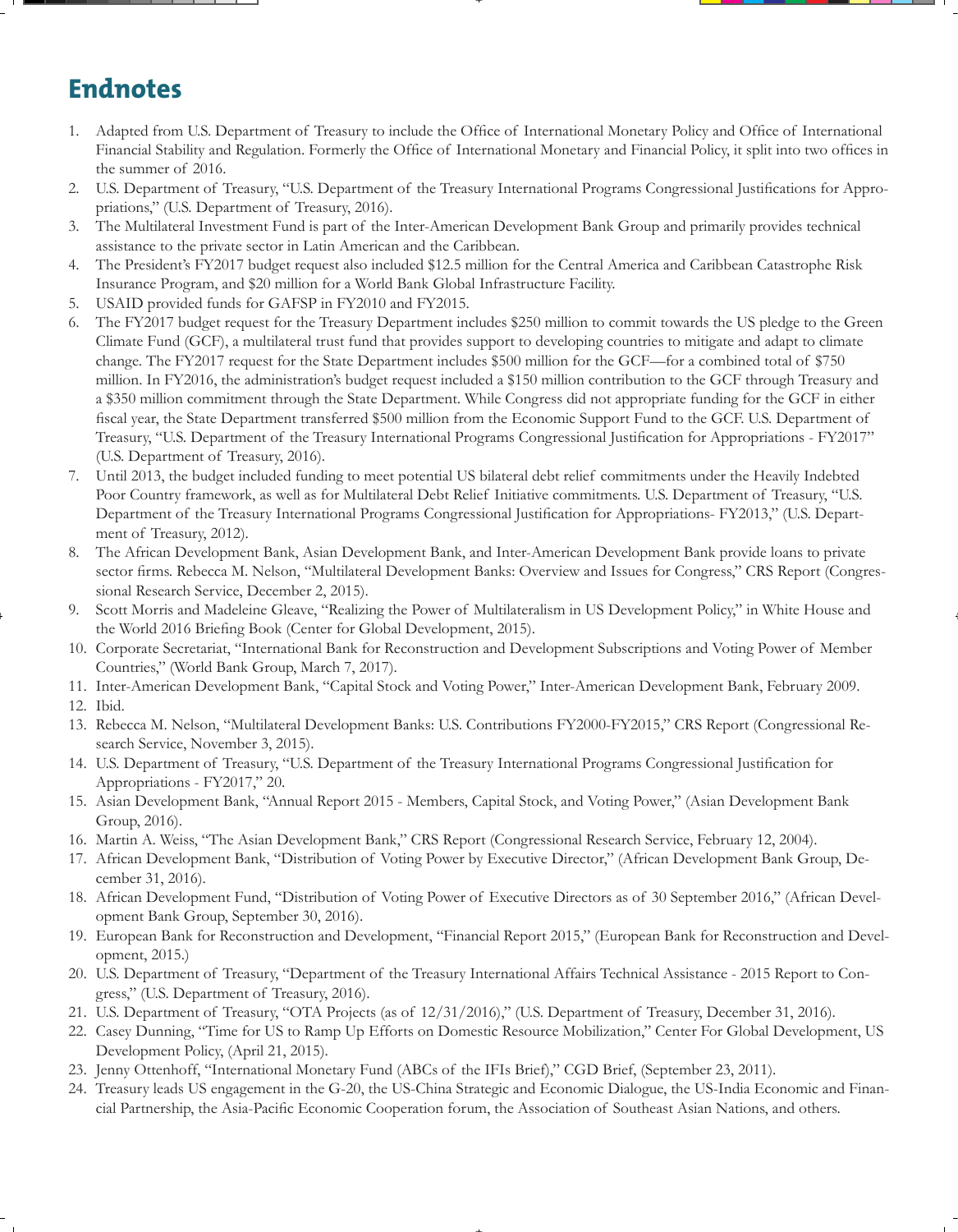## Endnotes

1. Adapted from U.S. Department of Treasury to include the Office of International Monetary Policy and Office of International Financial Stability and Regulation. Formerly the Office of International Monetary and Financial Policy, it split into two offices in the summer of 2016.
2. U.S. Department of Treasury, "U.S. Department of the Treasury International Programs Congressional Justifications for Appropriations," (U.S. Department of Treasury, 2016).
3. The Multilateral Investment Fund is part of the Inter-American Development Bank Group and primarily provides technical assistance to the private sector in Latin American and the Caribbean.
4. The President's FY2017 budget request also included $12.5 million for the Central America and Caribbean Catastrophe Risk Insurance Program, and $20 million for a World Bank Global Infrastructure Facility.
5. USAID provided funds for GAFSP in FY2010 and FY2015.
6. The FY2017 budget request for the Treasury Department includes $250 million to commit towards the US pledge to the Green Climate Fund (GCF), a multilateral trust fund that provides support to developing countries to mitigate and adapt to climate change. The FY2017 request for the State Department includes $500 million for the GCF—for a combined total of $750 million. In FY2016, the administration's budget request included a $150 million contribution to the GCF through Treasury and a $350 million commitment through the State Department. While Congress did not appropriate funding for the GCF in either fiscal year, the State Department transferred $500 million from the Economic Support Fund to the GCF. U.S. Department of Treasury, "U.S. Department of the Treasury International Programs Congressional Justification for Appropriations - FY2017" (U.S. Department of Treasury, 2016).
7. Until 2013, the budget included funding to meet potential US bilateral debt relief commitments under the Heavily Indebted Poor Country framework, as well as for Multilateral Debt Relief Initiative commitments. U.S. Department of Treasury, "U.S. Department of the Treasury International Programs Congressional Justification for Appropriations- FY2013," (U.S. Department of Treasury, 2012).
8. The African Development Bank, Asian Development Bank, and Inter-American Development Bank provide loans to private sector firms. Rebecca M. Nelson, "Multilateral Development Banks: Overview and Issues for Congress," CRS Report (Congressional Research Service, December 2, 2015).
9. Scott Morris and Madeleine Gleave, "Realizing the Power of Multilateralism in US Development Policy," in White House and the World 2016 Briefing Book (Center for Global Development, 2015).
10. Corporate Secretariat, "International Bank for Reconstruction and Development Subscriptions and Voting Power of Member Countries," (World Bank Group, March 7, 2017).
11. Inter-American Development Bank, "Capital Stock and Voting Power," Inter-American Development Bank, February 2009.
12. Ibid.
13. Rebecca M. Nelson, "Multilateral Development Banks: U.S. Contributions FY2000-FY2015," CRS Report (Congressional Research Service, November 3, 2015).
14. U.S. Department of Treasury, "U.S. Department of the Treasury International Programs Congressional Justification for Appropriations - FY2017," 20.
15. Asian Development Bank, "Annual Report 2015 - Members, Capital Stock, and Voting Power," (Asian Development Bank Group, 2016).
16. Martin A. Weiss, "The Asian Development Bank," CRS Report (Congressional Research Service, February 12, 2004).
17. African Development Bank, "Distribution of Voting Power by Executive Director," (African Development Bank Group, December 31, 2016).
18. African Development Fund, "Distribution of Voting Power of Executive Directors as of 30 September 2016," (African Development Bank Group, September 30, 2016).
19. European Bank for Reconstruction and Development, "Financial Report 2015," (European Bank for Reconstruction and Development, 2015.)
20. U.S. Department of Treasury, "Department of the Treasury International Affairs Technical Assistance - 2015 Report to Congress," (U.S. Department of Treasury, 2016).
21. U.S. Department of Treasury, "OTA Projects (as of 12/31/2016)," (U.S. Department of Treasury, December 31, 2016).
22. Casey Dunning, "Time for US to Ramp Up Efforts on Domestic Resource Mobilization," Center For Global Development, US Development Policy, (April 21, 2015).
23. Jenny Ottenhoff, "International Monetary Fund (ABCs of the IFIs Brief)," CGD Brief, (September 23, 2011).
24. Treasury leads US engagement in the G-20, the US-China Strategic and Economic Dialogue, the US-India Economic and Financial Partnership, the Asia-Pacific Economic Cooperation forum, the Association of Southeast Asian Nations, and others.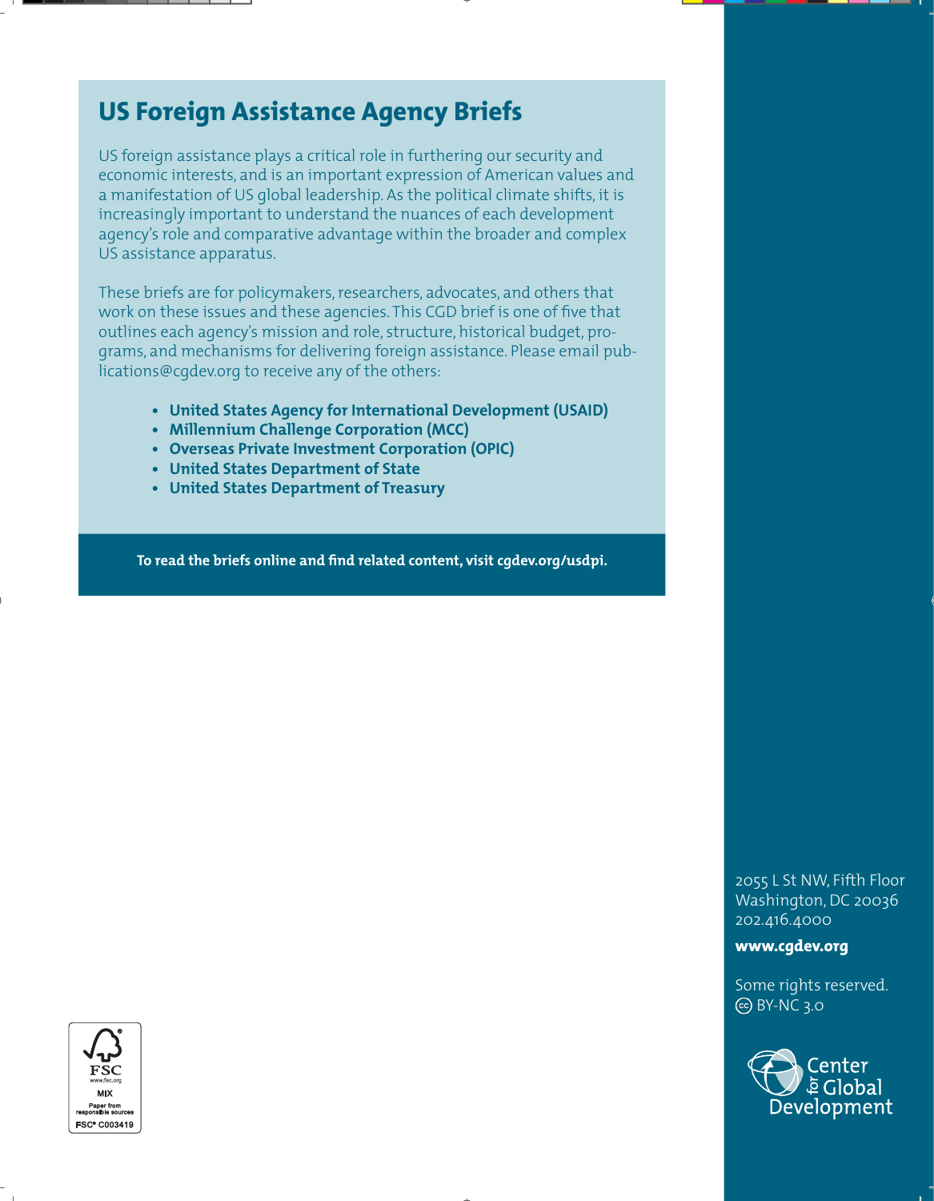## US Foreign Assistance Agency Briefs

US foreign assistance plays a critical role in furthering our security and economic interests, and is an important expression of American values and a manifestation of US global leadership. As the political climate shifts, it is increasingly important to understand the nuances of each development agency's role and comparative advantage within the broader and complex US assistance apparatus.

These briefs are for policymakers, researchers, advocates, and others that work on these issues and these agencies. This CGD brief is one of five that outlines each agency's mission and role, structure, historical budget, programs, and mechanisms for delivering foreign assistance. Please email publications@cgdev.org to receive any of the others:

- **United States Agency for International Development (USAID)**
- **Millennium Challenge Corporation (MCC)**
- **Overseas Private Investment Corporation (OPIC)**
- **United States Department of State**
- **United States Department of Treasury**

**To read the briefs online and find related content, visit cgdev.org/usdpi.**

2055 L St NW, Fifth Floor
Washington, DC 20036
202.416.4000

**www.cgdev.org**

Some rights reserved.
(cc) BY-NC 3.0

Center for Global Development

FSC
www.fsc.org
MIX
Paper from responsible sources
FSC® C003419